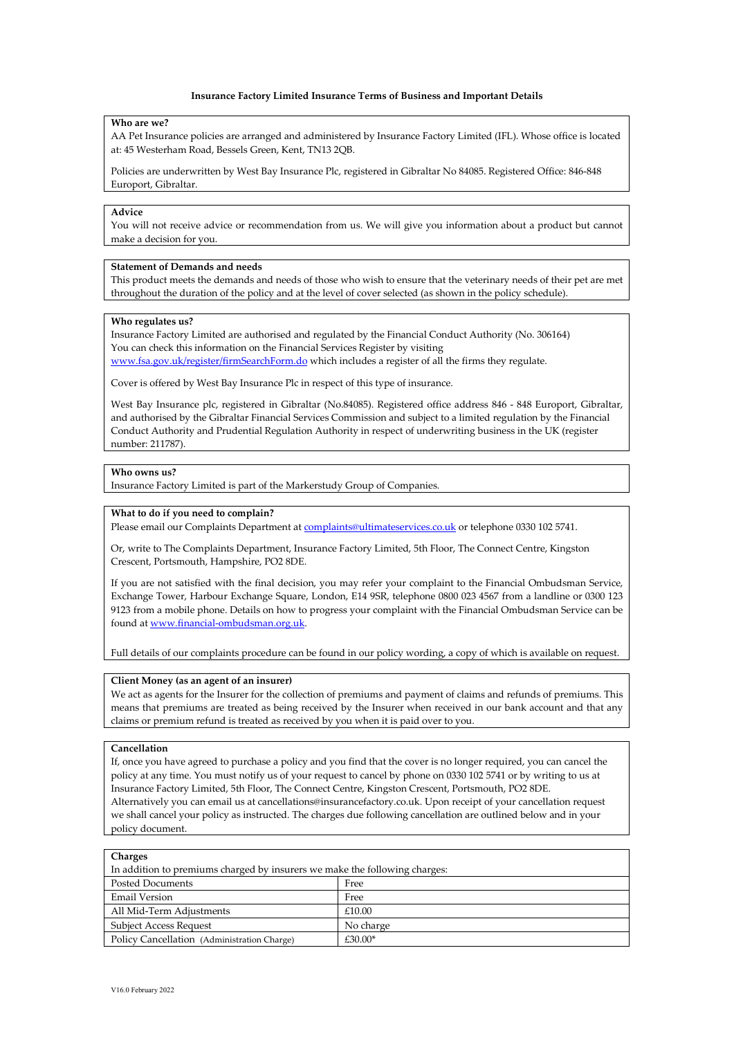# Insurance Factory Limited Insurance Terms of Business and Important Details

**Who are we?**

AA Pet Insurance policies are arranged and administered by Insurance Factory Limited (IFL). Whose office is located at: 45 Westerham Road, Bessels Green, Kent, TN13 2QB.

Policies are underwritten by West Bay Insurance Plc, registered in Gibraltar No 84085. Registered Office: 846-848 Europort, Gibraltar.

**Advice**

You will not receive advice or recommendation from us. We will give you information about a product but cannot make a decision for you.

**Statement of Demands and needs**

This product meets the demands and needs of those who wish to ensure that the veterinary needs of their pet are met throughout the duration of the policy and at the level of cover selected (as shown in the policy schedule).

**Who regulates us?**

Insurance Factory Limited are authorised and regulated by the Financial Conduct Authority (No. 306164)
You can check this information on the Financial Services Register by visiting
www.fsa.gov.uk/register/firmSearchForm.do which includes a register of all the firms they regulate.

Cover is offered by West Bay Insurance Plc in respect of this type of insurance.

West Bay Insurance plc, registered in Gibraltar (No.84085). Registered office address 846 - 848 Europort, Gibraltar, and authorised by the Gibraltar Financial Services Commission and subject to a limited regulation by the Financial Conduct Authority and Prudential Regulation Authority in respect of underwriting business in the UK (register number: 211787).

**Who owns us?**

Insurance Factory Limited is part of the Markerstudy Group of Companies.

**What to do if you need to complain?**

Please email our Complaints Department at complaints@ultimateservices.co.uk or telephone 0330 102 5741.

Or, write to The Complaints Department, Insurance Factory Limited, 5th Floor, The Connect Centre, Kingston Crescent, Portsmouth, Hampshire, PO2 8DE.

If you are not satisfied with the final decision, you may refer your complaint to the Financial Ombudsman Service, Exchange Tower, Harbour Exchange Square, London, E14 9SR, telephone 0800 023 4567 from a landline or 0300 123 9123 from a mobile phone. Details on how to progress your complaint with the Financial Ombudsman Service can be found at www.financial-ombudsman.org.uk.

Full details of our complaints procedure can be found in our policy wording, a copy of which is available on request.

**Client Money (as an agent of an insurer)**

We act as agents for the Insurer for the collection of premiums and payment of claims and refunds of premiums. This means that premiums are treated as being received by the Insurer when received in our bank account and that any claims or premium refund is treated as received by you when it is paid over to you.

**Cancellation**

If, once you have agreed to purchase a policy and you find that the cover is no longer required, you can cancel the policy at any time. You must notify us of your request to cancel by phone on 0330 102 5741 or by writing to us at Insurance Factory Limited, 5th Floor, The Connect Centre, Kingston Crescent, Portsmouth, PO2 8DE.
Alternatively you can email us at cancellations@insurancefactory.co.uk. Upon receipt of your cancellation request we shall cancel your policy as instructed. The charges due following cancellation are outlined below and in your policy document.

**Charges**

In addition to premiums charged by insurers we make the following charges:

| | |
|---|---|
| Posted Documents | Free |
| Email Version | Free |
| All Mid-Term Adjustments | £10.00 |
| Subject Access Request | No charge |
| Policy Cancellation (Administration Charge) | £30.00* |

V16.0 February 2022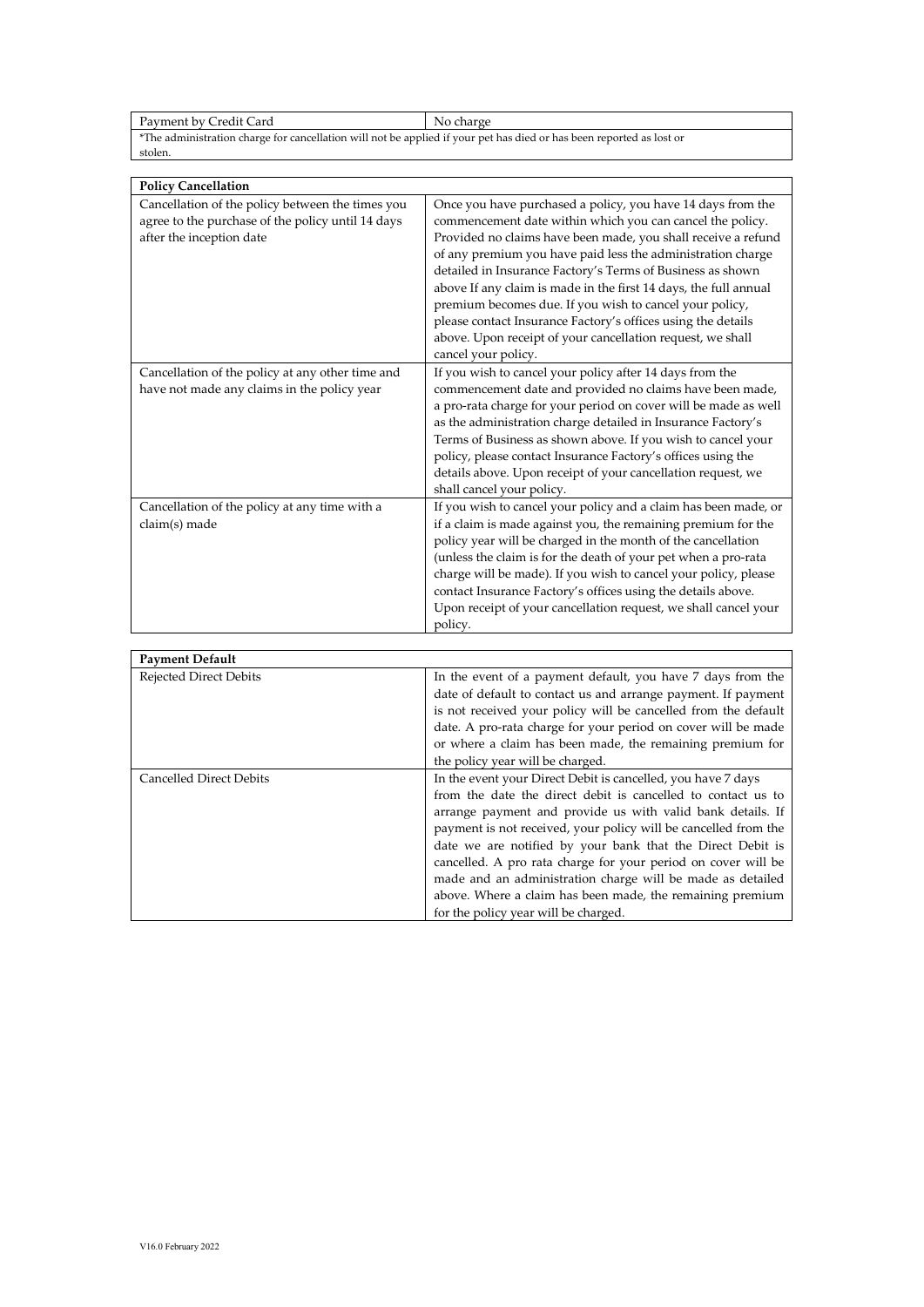| Payment by Credit Card | No charge |
|---|---|
| *The administration charge for cancellation will not be applied if your pet has died or has been reported as lost or stolen. | |

| **Policy Cancellation** | |
|---|---|
| Cancellation of the policy between the times you agree to the purchase of the policy until 14 days after the inception date | Once you have purchased a policy, you have 14 days from the commencement date within which you can cancel the policy. Provided no claims have been made, you shall receive a refund of any premium you have paid less the administration charge detailed in Insurance Factory's Terms of Business as shown above If any claim is made in the first 14 days, the full annual premium becomes due. If you wish to cancel your policy, please contact Insurance Factory's offices using the details above. Upon receipt of your cancellation request, we shall cancel your policy. |
| Cancellation of the policy at any other time and have not made any claims in the policy year | If you wish to cancel your policy after 14 days from the commencement date and provided no claims have been made, a pro-rata charge for your period on cover will be made as well as the administration charge detailed in Insurance Factory's Terms of Business as shown above. If you wish to cancel your policy, please contact Insurance Factory's offices using the details above. Upon receipt of your cancellation request, we shall cancel your policy. |
| Cancellation of the policy at any time with a claim(s) made | If you wish to cancel your policy and a claim has been made, or if a claim is made against you, the remaining premium for the policy year will be charged in the month of the cancellation (unless the claim is for the death of your pet when a pro-rata charge will be made). If you wish to cancel your policy, please contact Insurance Factory's offices using the details above. Upon receipt of your cancellation request, we shall cancel your policy. |

| **Payment Default** | |
|---|---|
| Rejected Direct Debits | In the event of a payment default, you have 7 days from the date of default to contact us and arrange payment. If payment is not received your policy will be cancelled from the default date. A pro-rata charge for your period on cover will be made or where a claim has been made, the remaining premium for the policy year will be charged. |
| Cancelled Direct Debits | In the event your Direct Debit is cancelled, you have 7 days from the date the direct debit is cancelled to contact us to arrange payment and provide us with valid bank details. If payment is not received, your policy will be cancelled from the date we are notified by your bank that the Direct Debit is cancelled. A pro rata charge for your period on cover will be made and an administration charge will be made as detailed above. Where a claim has been made, the remaining premium for the policy year will be charged. |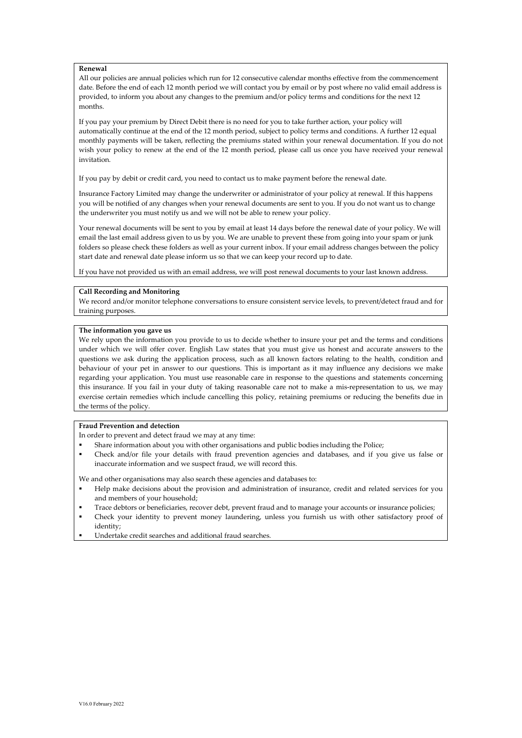## Renewal

All our policies are annual policies which run for 12 consecutive calendar months effective from the commencement date. Before the end of each 12 month period we will contact you by email or by post where no valid email address is provided, to inform you about any changes to the premium and/or policy terms and conditions for the next 12 months.

If you pay your premium by Direct Debit there is no need for you to take further action, your policy will automatically continue at the end of the 12 month period, subject to policy terms and conditions. A further 12 equal monthly payments will be taken, reflecting the premiums stated within your renewal documentation. If you do not wish your policy to renew at the end of the 12 month period, please call us once you have received your renewal invitation.

If you pay by debit or credit card, you need to contact us to make payment before the renewal date.

Insurance Factory Limited may change the underwriter or administrator of your policy at renewal. If this happens you will be notified of any changes when your renewal documents are sent to you. If you do not want us to change the underwriter you must notify us and we will not be able to renew your policy.

Your renewal documents will be sent to you by email at least 14 days before the renewal date of your policy. We will email the last email address given to us by you. We are unable to prevent these from going into your spam or junk folders so please check these folders as well as your current inbox. If your email address changes between the policy start date and renewal date please inform us so that we can keep your record up to date.

If you have not provided us with an email address, we will post renewal documents to your last known address.

## Call Recording and Monitoring

We record and/or monitor telephone conversations to ensure consistent service levels, to prevent/detect fraud and for training purposes.

## The information you gave us

We rely upon the information you provide to us to decide whether to insure your pet and the terms and conditions under which we will offer cover. English Law states that you must give us honest and accurate answers to the questions we ask during the application process, such as all known factors relating to the health, condition and behaviour of your pet in answer to our questions. This is important as it may influence any decisions we make regarding your application. You must use reasonable care in response to the questions and statements concerning this insurance. If you fail in your duty of taking reasonable care not to make a mis-representation to us, we may exercise certain remedies which include cancelling this policy, retaining premiums or reducing the benefits due in the terms of the policy.

## Fraud Prevention and detection

In order to prevent and detect fraud we may at any time:

- Share information about you with other organisations and public bodies including the Police;
- Check and/or file your details with fraud prevention agencies and databases, and if you give us false or inaccurate information and we suspect fraud, we will record this.

We and other organisations may also search these agencies and databases to:

- Help make decisions about the provision and administration of insurance, credit and related services for you and members of your household;
- Trace debtors or beneficiaries, recover debt, prevent fraud and to manage your accounts or insurance policies;
- Check your identity to prevent money laundering, unless you furnish us with other satisfactory proof of identity;
- Undertake credit searches and additional fraud searches.

V16.0 February 2022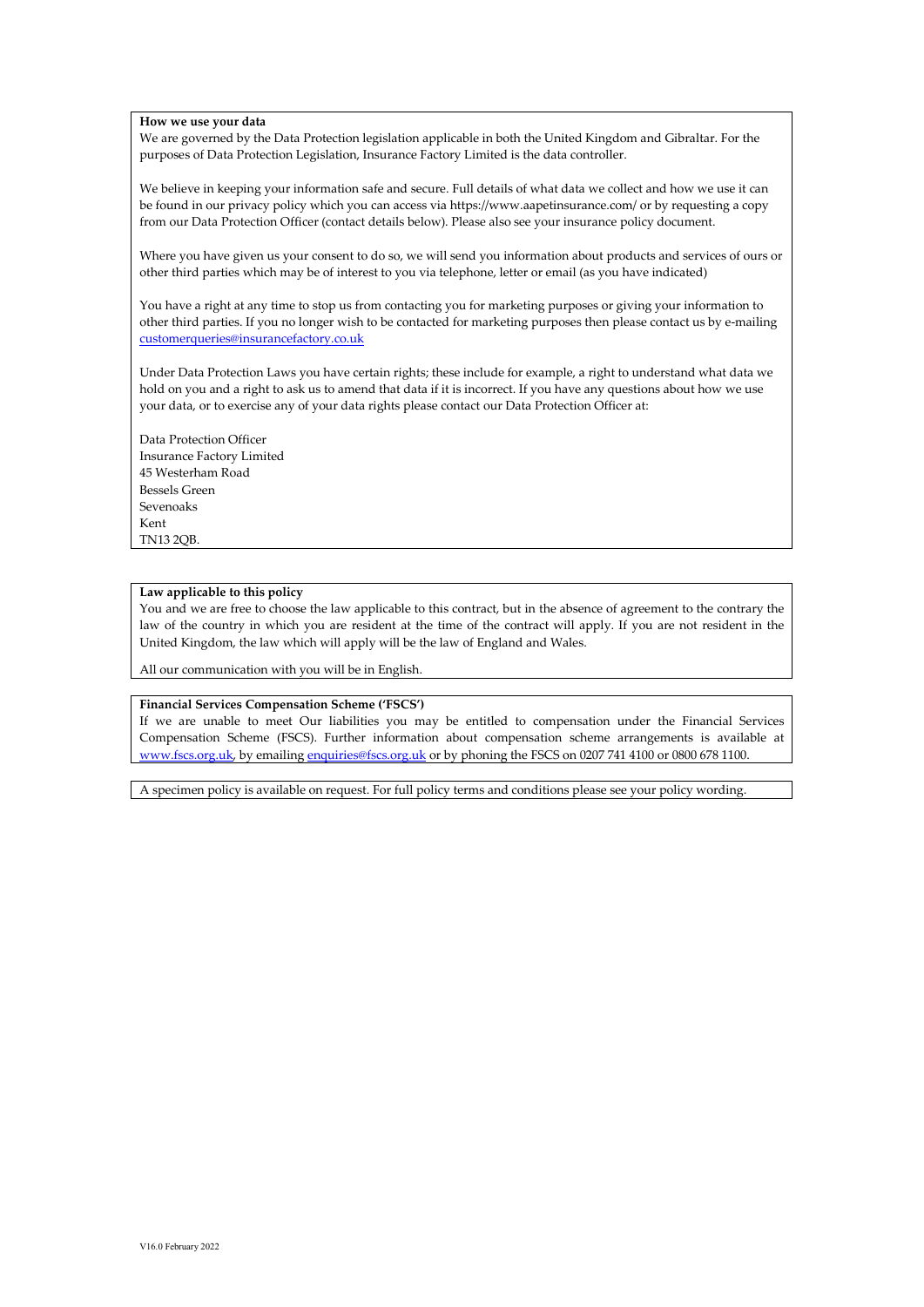**How we use your data**

We are governed by the Data Protection legislation applicable in both the United Kingdom and Gibraltar. For the purposes of Data Protection Legislation, Insurance Factory Limited is the data controller.

We believe in keeping your information safe and secure. Full details of what data we collect and how we use it can be found in our privacy policy which you can access via https://www.aapetinsurance.com/ or by requesting a copy from our Data Protection Officer (contact details below). Please also see your insurance policy document.

Where you have given us your consent to do so, we will send you information about products and services of ours or other third parties which may be of interest to you via telephone, letter or email (as you have indicated)

You have a right at any time to stop us from contacting you for marketing purposes or giving your information to other third parties. If you no longer wish to be contacted for marketing purposes then please contact us by e-mailing customerqueries@insurancefactory.co.uk

Under Data Protection Laws you have certain rights; these include for example, a right to understand what data we hold on you and a right to ask us to amend that data if it is incorrect. If you have any questions about how we use your data, or to exercise any of your data rights please contact our Data Protection Officer at:

Data Protection Officer
Insurance Factory Limited
45 Westerham Road
Bessels Green
Sevenoaks
Kent
TN13 2QB.

**Law applicable to this policy**

You and we are free to choose the law applicable to this contract, but in the absence of agreement to the contrary the law of the country in which you are resident at the time of the contract will apply. If you are not resident in the United Kingdom, the law which will apply will be the law of England and Wales.

All our communication with you will be in English.

**Financial Services Compensation Scheme ('FSCS')**

If we are unable to meet Our liabilities you may be entitled to compensation under the Financial Services Compensation Scheme (FSCS). Further information about compensation scheme arrangements is available at www.fscs.org.uk, by emailing enquiries@fscs.org.uk or by phoning the FSCS on 0207 741 4100 or 0800 678 1100.

A specimen policy is available on request. For full policy terms and conditions please see your policy wording.

V16.0 February 2022